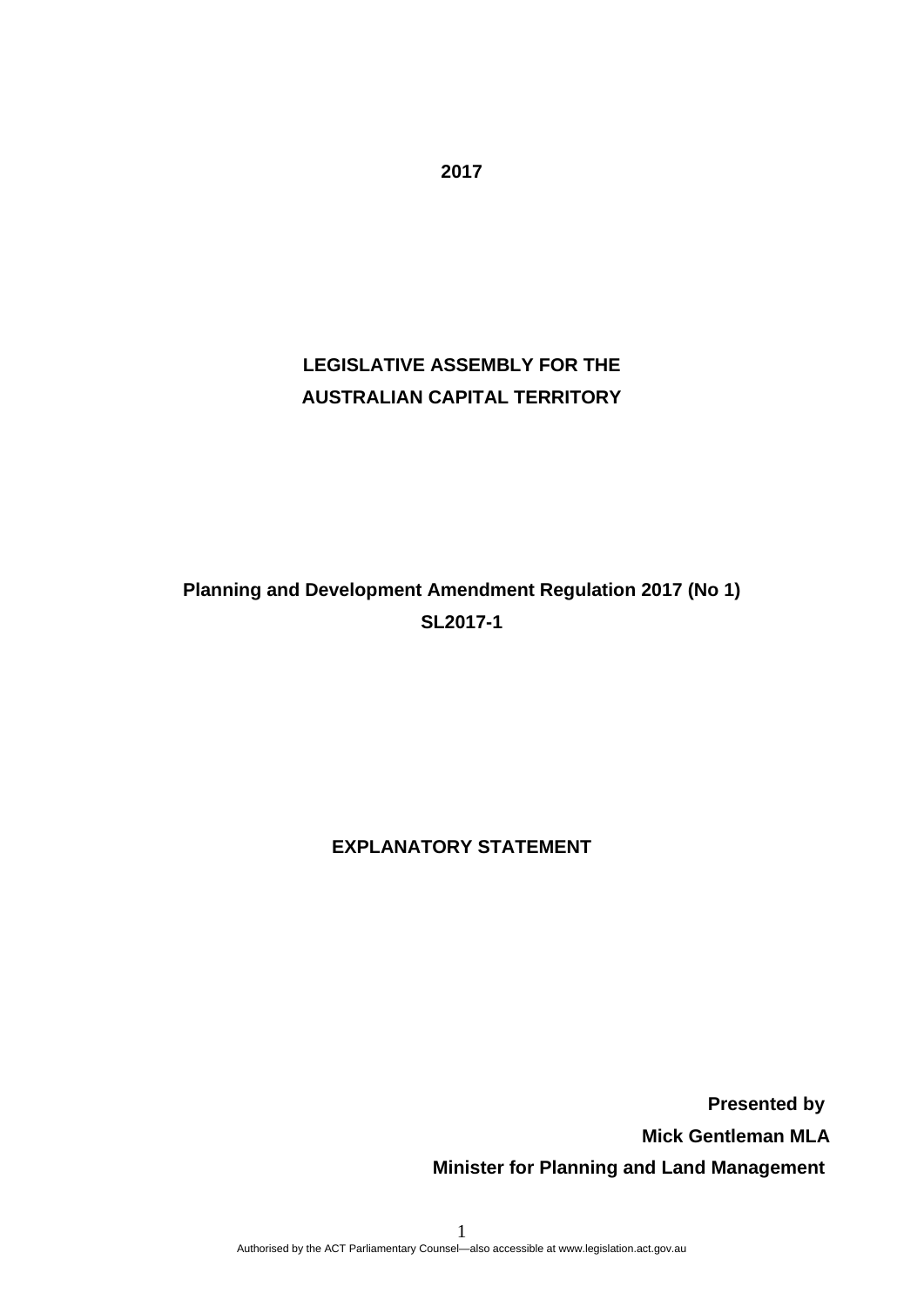**2017**

**LEGISLATIVE ASSEMBLY FOR THE AUSTRALIAN CAPITAL TERRITORY**

**Planning and Development Amendment Regulation 2017 (No 1)**
**SL2017-1**

**EXPLANATORY STATEMENT**

**Presented by**
**Mick Gentleman MLA**
**Minister for Planning and Land Management**

Authorised by the ACT Parliamentary Counsel—also accessible at www.legislation.act.gov.au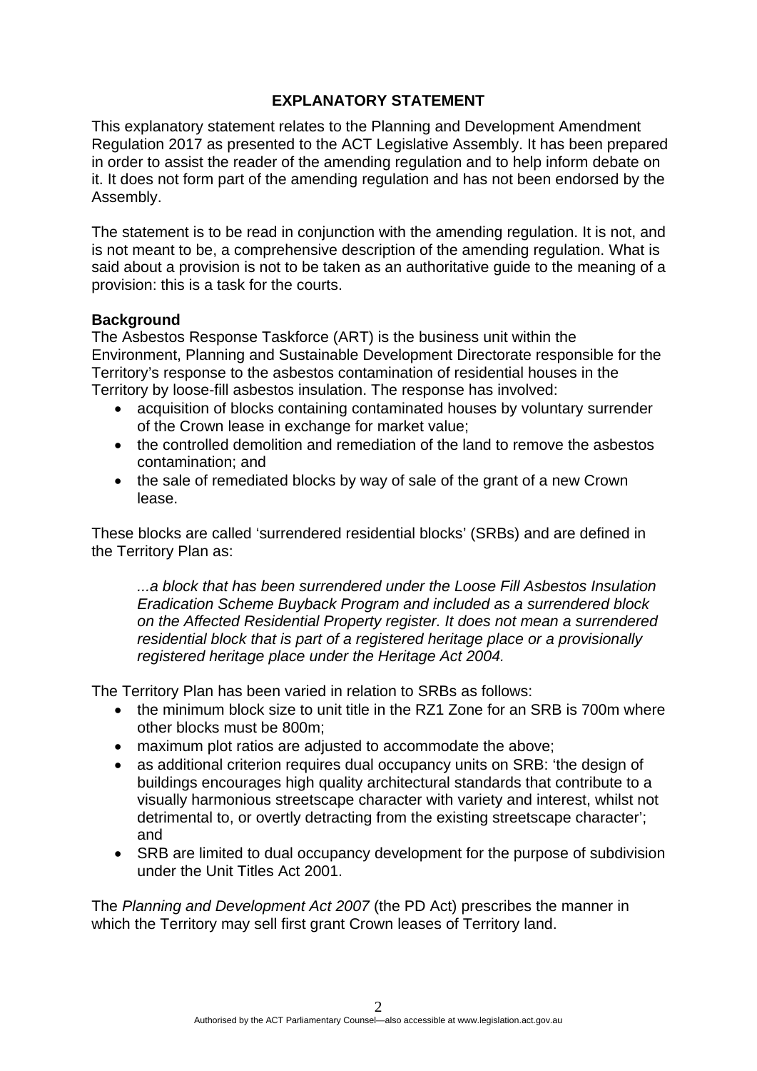## EXPLANATORY STATEMENT

This explanatory statement relates to the Planning and Development Amendment Regulation 2017 as presented to the ACT Legislative Assembly. It has been prepared in order to assist the reader of the amending regulation and to help inform debate on it. It does not form part of the amending regulation and has not been endorsed by the Assembly.

The statement is to be read in conjunction with the amending regulation. It is not, and is not meant to be, a comprehensive description of the amending regulation. What is said about a provision is not to be taken as an authoritative guide to the meaning of a provision: this is a task for the courts.

**Background**

The Asbestos Response Taskforce (ART) is the business unit within the Environment, Planning and Sustainable Development Directorate responsible for the Territory's response to the asbestos contamination of residential houses in the Territory by loose-fill asbestos insulation. The response has involved:

- acquisition of blocks containing contaminated houses by voluntary surrender of the Crown lease in exchange for market value;
- the controlled demolition and remediation of the land to remove the asbestos contamination; and
- the sale of remediated blocks by way of sale of the grant of a new Crown lease.

These blocks are called 'surrendered residential blocks' (SRBs) and are defined in the Territory Plan as:

> *...a block that has been surrendered under the Loose Fill Asbestos Insulation Eradication Scheme Buyback Program and included as a surrendered block on the Affected Residential Property register. It does not mean a surrendered residential block that is part of a registered heritage place or a provisionally registered heritage place under the Heritage Act 2004.*

The Territory Plan has been varied in relation to SRBs as follows:

- the minimum block size to unit title in the RZ1 Zone for an SRB is 700m where other blocks must be 800m;
- maximum plot ratios are adjusted to accommodate the above;
- as additional criterion requires dual occupancy units on SRB: 'the design of buildings encourages high quality architectural standards that contribute to a visually harmonious streetscape character with variety and interest, whilst not detrimental to, or overtly detracting from the existing streetscape character'; and
- SRB are limited to dual occupancy development for the purpose of subdivision under the Unit Titles Act 2001.

The *Planning and Development Act 2007* (the PD Act) prescribes the manner in which the Territory may sell first grant Crown leases of Territory land.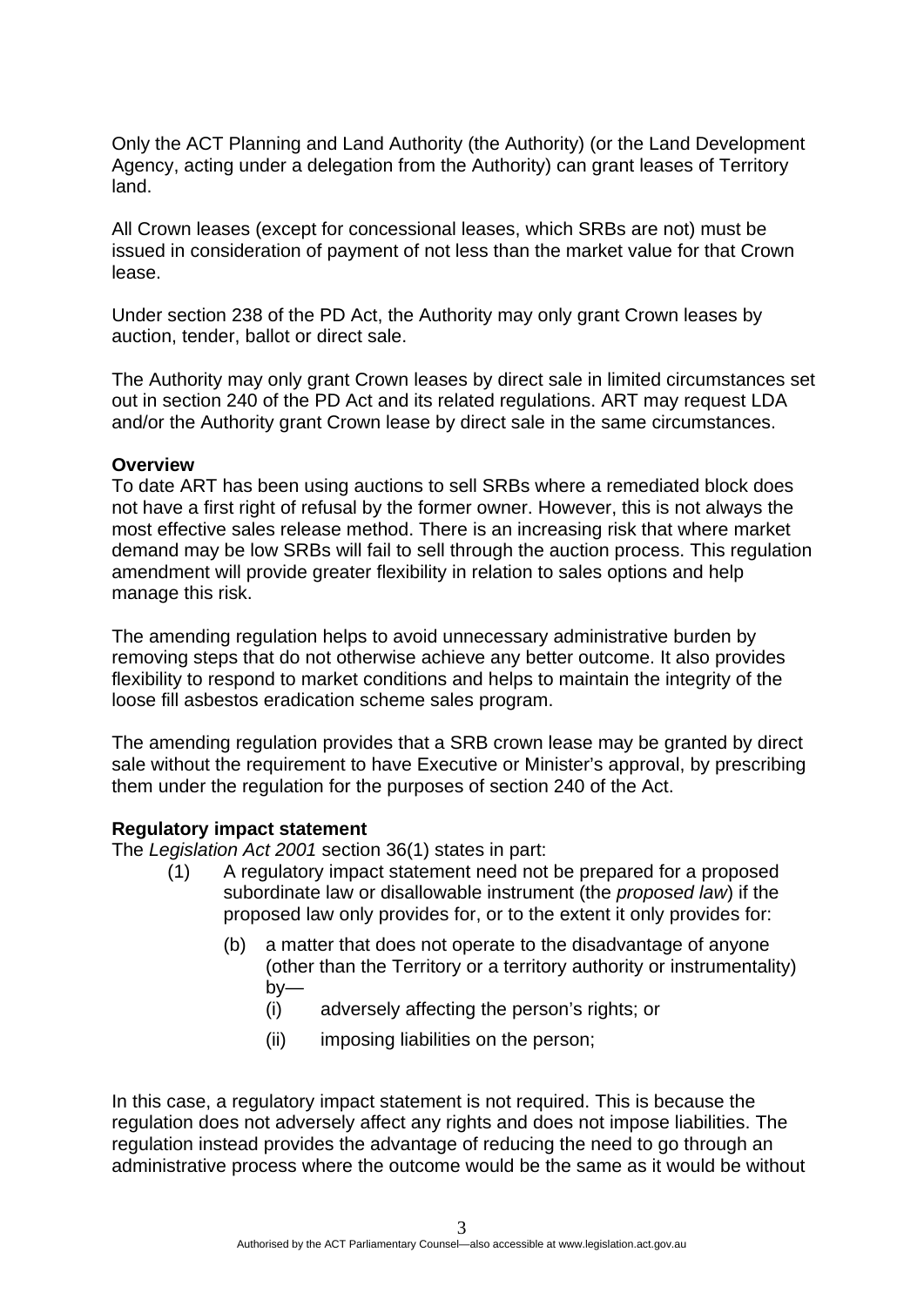Only the ACT Planning and Land Authority (the Authority) (or the Land Development Agency, acting under a delegation from the Authority) can grant leases of Territory land.

All Crown leases (except for concessional leases, which SRBs are not) must be issued in consideration of payment of not less than the market value for that Crown lease.

Under section 238 of the PD Act, the Authority may only grant Crown leases by auction, tender, ballot or direct sale.

The Authority may only grant Crown leases by direct sale in limited circumstances set out in section 240 of the PD Act and its related regulations. ART may request LDA and/or the Authority grant Crown lease by direct sale in the same circumstances.

**Overview**

To date ART has been using auctions to sell SRBs where a remediated block does not have a first right of refusal by the former owner. However, this is not always the most effective sales release method. There is an increasing risk that where market demand may be low SRBs will fail to sell through the auction process. This regulation amendment will provide greater flexibility in relation to sales options and help manage this risk.

The amending regulation helps to avoid unnecessary administrative burden by removing steps that do not otherwise achieve any better outcome. It also provides flexibility to respond to market conditions and helps to maintain the integrity of the loose fill asbestos eradication scheme sales program.

The amending regulation provides that a SRB crown lease may be granted by direct sale without the requirement to have Executive or Minister's approval, by prescribing them under the regulation for the purposes of section 240 of the Act.

**Regulatory impact statement**

The *Legislation Act 2001* section 36(1) states in part:

> (1) A regulatory impact statement need not be prepared for a proposed subordinate law or disallowable instrument (the *proposed law*) if the proposed law only provides for, or to the extent it only provides for:
>
> (b) a matter that does not operate to the disadvantage of anyone (other than the Territory or a territory authority or instrumentality) by—
>
> (i) adversely affecting the person's rights; or
>
> (ii) imposing liabilities on the person;

In this case, a regulatory impact statement is not required. This is because the regulation does not adversely affect any rights and does not impose liabilities. The regulation instead provides the advantage of reducing the need to go through an administrative process where the outcome would be the same as it would be without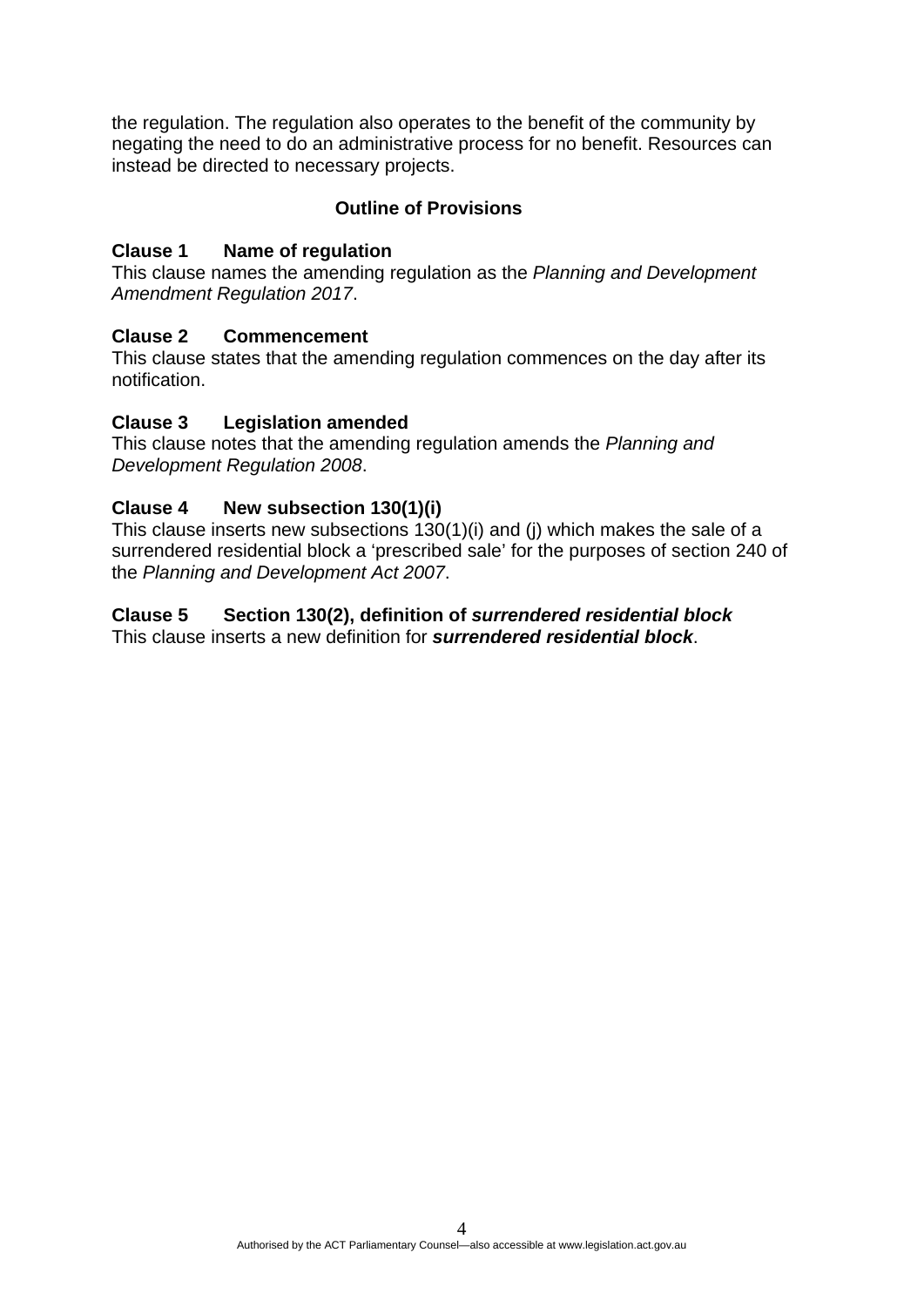the regulation. The regulation also operates to the benefit of the community by negating the need to do an administrative process for no benefit. Resources can instead be directed to necessary projects.

## Outline of Provisions

### Clause 1 Name of regulation

This clause names the amending regulation as the *Planning and Development Amendment Regulation 2017*.

### Clause 2 Commencement

This clause states that the amending regulation commences on the day after its notification.

### Clause 3 Legislation amended

This clause notes that the amending regulation amends the *Planning and Development Regulation 2008*.

### Clause 4 New subsection 130(1)(i)

This clause inserts new subsections 130(1)(i) and (j) which makes the sale of a surrendered residential block a 'prescribed sale' for the purposes of section 240 of the *Planning and Development Act 2007*.

### Clause 5 Section 130(2), definition of ***surrendered residential block***

This clause inserts a new definition for ***surrendered residential block***.